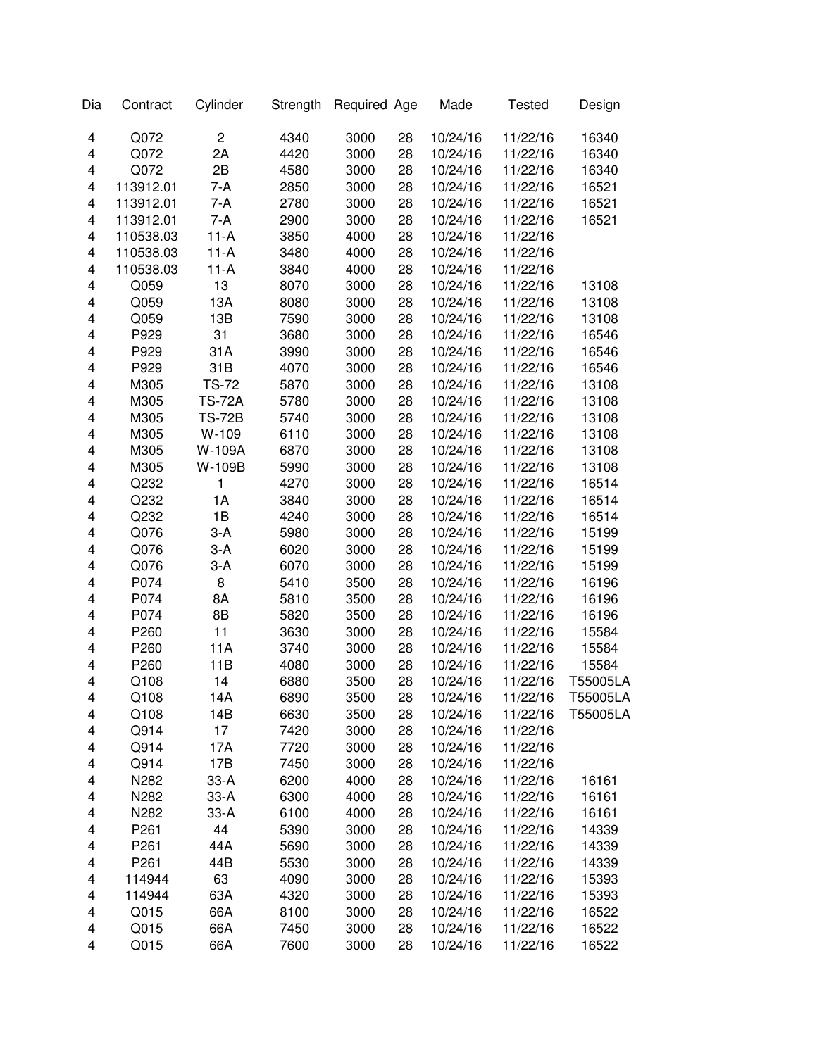| Dia | Contract | Cylinder | Strength | Required | Age | Made | Tested | Design |
|---|---|---|---|---|---|---|---|---|
| 4 | Q072 | 2 | 4340 | 3000 | 28 | 10/24/16 | 11/22/16 | 16340 |
| 4 | Q072 | 2A | 4420 | 3000 | 28 | 10/24/16 | 11/22/16 | 16340 |
| 4 | Q072 | 2B | 4580 | 3000 | 28 | 10/24/16 | 11/22/16 | 16340 |
| 4 | 113912.01 | 7-A | 2850 | 3000 | 28 | 10/24/16 | 11/22/16 | 16521 |
| 4 | 113912.01 | 7-A | 2780 | 3000 | 28 | 10/24/16 | 11/22/16 | 16521 |
| 4 | 113912.01 | 7-A | 2900 | 3000 | 28 | 10/24/16 | 11/22/16 | 16521 |
| 4 | 110538.03 | 11-A | 3850 | 4000 | 28 | 10/24/16 | 11/22/16 | |
| 4 | 110538.03 | 11-A | 3480 | 4000 | 28 | 10/24/16 | 11/22/16 | |
| 4 | 110538.03 | 11-A | 3840 | 4000 | 28 | 10/24/16 | 11/22/16 | |
| 4 | Q059 | 13 | 8070 | 3000 | 28 | 10/24/16 | 11/22/16 | 13108 |
| 4 | Q059 | 13A | 8080 | 3000 | 28 | 10/24/16 | 11/22/16 | 13108 |
| 4 | Q059 | 13B | 7590 | 3000 | 28 | 10/24/16 | 11/22/16 | 13108 |
| 4 | P929 | 31 | 3680 | 3000 | 28 | 10/24/16 | 11/22/16 | 16546 |
| 4 | P929 | 31A | 3990 | 3000 | 28 | 10/24/16 | 11/22/16 | 16546 |
| 4 | P929 | 31B | 4070 | 3000 | 28 | 10/24/16 | 11/22/16 | 16546 |
| 4 | M305 | TS-72 | 5870 | 3000 | 28 | 10/24/16 | 11/22/16 | 13108 |
| 4 | M305 | TS-72A | 5780 | 3000 | 28 | 10/24/16 | 11/22/16 | 13108 |
| 4 | M305 | TS-72B | 5740 | 3000 | 28 | 10/24/16 | 11/22/16 | 13108 |
| 4 | M305 | W-109 | 6110 | 3000 | 28 | 10/24/16 | 11/22/16 | 13108 |
| 4 | M305 | W-109A | 6870 | 3000 | 28 | 10/24/16 | 11/22/16 | 13108 |
| 4 | M305 | W-109B | 5990 | 3000 | 28 | 10/24/16 | 11/22/16 | 13108 |
| 4 | Q232 | 1 | 4270 | 3000 | 28 | 10/24/16 | 11/22/16 | 16514 |
| 4 | Q232 | 1A | 3840 | 3000 | 28 | 10/24/16 | 11/22/16 | 16514 |
| 4 | Q232 | 1B | 4240 | 3000 | 28 | 10/24/16 | 11/22/16 | 16514 |
| 4 | Q076 | 3-A | 5980 | 3000 | 28 | 10/24/16 | 11/22/16 | 15199 |
| 4 | Q076 | 3-A | 6020 | 3000 | 28 | 10/24/16 | 11/22/16 | 15199 |
| 4 | Q076 | 3-A | 6070 | 3000 | 28 | 10/24/16 | 11/22/16 | 15199 |
| 4 | P074 | 8 | 5410 | 3500 | 28 | 10/24/16 | 11/22/16 | 16196 |
| 4 | P074 | 8A | 5810 | 3500 | 28 | 10/24/16 | 11/22/16 | 16196 |
| 4 | P074 | 8B | 5820 | 3500 | 28 | 10/24/16 | 11/22/16 | 16196 |
| 4 | P260 | 11 | 3630 | 3000 | 28 | 10/24/16 | 11/22/16 | 15584 |
| 4 | P260 | 11A | 3740 | 3000 | 28 | 10/24/16 | 11/22/16 | 15584 |
| 4 | P260 | 11B | 4080 | 3000 | 28 | 10/24/16 | 11/22/16 | 15584 |
| 4 | Q108 | 14 | 6880 | 3500 | 28 | 10/24/16 | 11/22/16 | T55005LA |
| 4 | Q108 | 14A | 6890 | 3500 | 28 | 10/24/16 | 11/22/16 | T55005LA |
| 4 | Q108 | 14B | 6630 | 3500 | 28 | 10/24/16 | 11/22/16 | T55005LA |
| 4 | Q914 | 17 | 7420 | 3000 | 28 | 10/24/16 | 11/22/16 | |
| 4 | Q914 | 17A | 7720 | 3000 | 28 | 10/24/16 | 11/22/16 | |
| 4 | Q914 | 17B | 7450 | 3000 | 28 | 10/24/16 | 11/22/16 | |
| 4 | N282 | 33-A | 6200 | 4000 | 28 | 10/24/16 | 11/22/16 | 16161 |
| 4 | N282 | 33-A | 6300 | 4000 | 28 | 10/24/16 | 11/22/16 | 16161 |
| 4 | N282 | 33-A | 6100 | 4000 | 28 | 10/24/16 | 11/22/16 | 16161 |
| 4 | P261 | 44 | 5390 | 3000 | 28 | 10/24/16 | 11/22/16 | 14339 |
| 4 | P261 | 44A | 5690 | 3000 | 28 | 10/24/16 | 11/22/16 | 14339 |
| 4 | P261 | 44B | 5530 | 3000 | 28 | 10/24/16 | 11/22/16 | 14339 |
| 4 | 114944 | 63 | 4090 | 3000 | 28 | 10/24/16 | 11/22/16 | 15393 |
| 4 | 114944 | 63A | 4320 | 3000 | 28 | 10/24/16 | 11/22/16 | 15393 |
| 4 | Q015 | 66A | 8100 | 3000 | 28 | 10/24/16 | 11/22/16 | 16522 |
| 4 | Q015 | 66A | 7450 | 3000 | 28 | 10/24/16 | 11/22/16 | 16522 |
| 4 | Q015 | 66A | 7600 | 3000 | 28 | 10/24/16 | 11/22/16 | 16522 |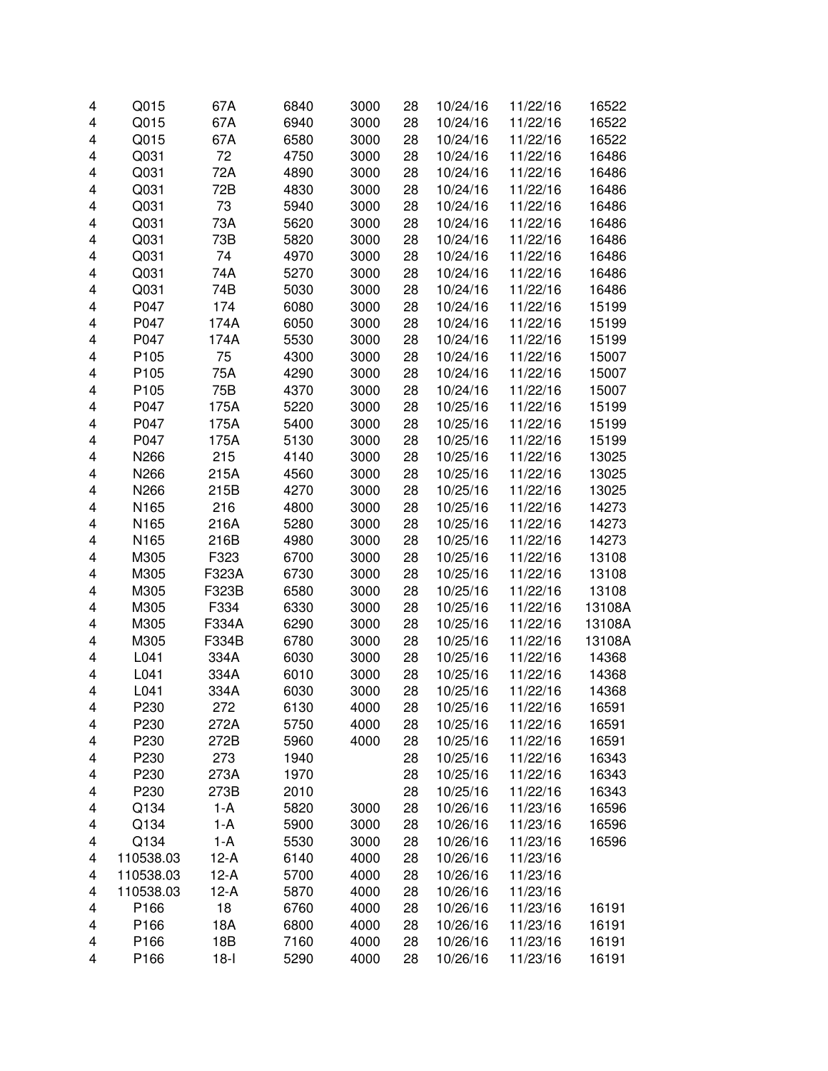| | | | | | | | | |
|---|---|---|---|---|---|---|---|---|
| 4 | Q015 | 67A | 6840 | 3000 | 28 | 10/24/16 | 11/22/16 | 16522 |
| 4 | Q015 | 67A | 6940 | 3000 | 28 | 10/24/16 | 11/22/16 | 16522 |
| 4 | Q015 | 67A | 6580 | 3000 | 28 | 10/24/16 | 11/22/16 | 16522 |
| 4 | Q031 | 72 | 4750 | 3000 | 28 | 10/24/16 | 11/22/16 | 16486 |
| 4 | Q031 | 72A | 4890 | 3000 | 28 | 10/24/16 | 11/22/16 | 16486 |
| 4 | Q031 | 72B | 4830 | 3000 | 28 | 10/24/16 | 11/22/16 | 16486 |
| 4 | Q031 | 73 | 5940 | 3000 | 28 | 10/24/16 | 11/22/16 | 16486 |
| 4 | Q031 | 73A | 5620 | 3000 | 28 | 10/24/16 | 11/22/16 | 16486 |
| 4 | Q031 | 73B | 5820 | 3000 | 28 | 10/24/16 | 11/22/16 | 16486 |
| 4 | Q031 | 74 | 4970 | 3000 | 28 | 10/24/16 | 11/22/16 | 16486 |
| 4 | Q031 | 74A | 5270 | 3000 | 28 | 10/24/16 | 11/22/16 | 16486 |
| 4 | Q031 | 74B | 5030 | 3000 | 28 | 10/24/16 | 11/22/16 | 16486 |
| 4 | P047 | 174 | 6080 | 3000 | 28 | 10/24/16 | 11/22/16 | 15199 |
| 4 | P047 | 174A | 6050 | 3000 | 28 | 10/24/16 | 11/22/16 | 15199 |
| 4 | P047 | 174A | 5530 | 3000 | 28 | 10/24/16 | 11/22/16 | 15199 |
| 4 | P105 | 75 | 4300 | 3000 | 28 | 10/24/16 | 11/22/16 | 15007 |
| 4 | P105 | 75A | 4290 | 3000 | 28 | 10/24/16 | 11/22/16 | 15007 |
| 4 | P105 | 75B | 4370 | 3000 | 28 | 10/24/16 | 11/22/16 | 15007 |
| 4 | P047 | 175A | 5220 | 3000 | 28 | 10/25/16 | 11/22/16 | 15199 |
| 4 | P047 | 175A | 5400 | 3000 | 28 | 10/25/16 | 11/22/16 | 15199 |
| 4 | P047 | 175A | 5130 | 3000 | 28 | 10/25/16 | 11/22/16 | 15199 |
| 4 | N266 | 215 | 4140 | 3000 | 28 | 10/25/16 | 11/22/16 | 13025 |
| 4 | N266 | 215A | 4560 | 3000 | 28 | 10/25/16 | 11/22/16 | 13025 |
| 4 | N266 | 215B | 4270 | 3000 | 28 | 10/25/16 | 11/22/16 | 13025 |
| 4 | N165 | 216 | 4800 | 3000 | 28 | 10/25/16 | 11/22/16 | 14273 |
| 4 | N165 | 216A | 5280 | 3000 | 28 | 10/25/16 | 11/22/16 | 14273 |
| 4 | N165 | 216B | 4980 | 3000 | 28 | 10/25/16 | 11/22/16 | 14273 |
| 4 | M305 | F323 | 6700 | 3000 | 28 | 10/25/16 | 11/22/16 | 13108 |
| 4 | M305 | F323A | 6730 | 3000 | 28 | 10/25/16 | 11/22/16 | 13108 |
| 4 | M305 | F323B | 6580 | 3000 | 28 | 10/25/16 | 11/22/16 | 13108 |
| 4 | M305 | F334 | 6330 | 3000 | 28 | 10/25/16 | 11/22/16 | 13108A |
| 4 | M305 | F334A | 6290 | 3000 | 28 | 10/25/16 | 11/22/16 | 13108A |
| 4 | M305 | F334B | 6780 | 3000 | 28 | 10/25/16 | 11/22/16 | 13108A |
| 4 | L041 | 334A | 6030 | 3000 | 28 | 10/25/16 | 11/22/16 | 14368 |
| 4 | L041 | 334A | 6010 | 3000 | 28 | 10/25/16 | 11/22/16 | 14368 |
| 4 | L041 | 334A | 6030 | 3000 | 28 | 10/25/16 | 11/22/16 | 14368 |
| 4 | P230 | 272 | 6130 | 4000 | 28 | 10/25/16 | 11/22/16 | 16591 |
| 4 | P230 | 272A | 5750 | 4000 | 28 | 10/25/16 | 11/22/16 | 16591 |
| 4 | P230 | 272B | 5960 | 4000 | 28 | 10/25/16 | 11/22/16 | 16591 |
| 4 | P230 | 273 | 1940 | | 28 | 10/25/16 | 11/22/16 | 16343 |
| 4 | P230 | 273A | 1970 | | 28 | 10/25/16 | 11/22/16 | 16343 |
| 4 | P230 | 273B | 2010 | | 28 | 10/25/16 | 11/22/16 | 16343 |
| 4 | Q134 | 1-A | 5820 | 3000 | 28 | 10/26/16 | 11/23/16 | 16596 |
| 4 | Q134 | 1-A | 5900 | 3000 | 28 | 10/26/16 | 11/23/16 | 16596 |
| 4 | Q134 | 1-A | 5530 | 3000 | 28 | 10/26/16 | 11/23/16 | 16596 |
| 4 | 110538.03 | 12-A | 6140 | 4000 | 28 | 10/26/16 | 11/23/16 | |
| 4 | 110538.03 | 12-A | 5700 | 4000 | 28 | 10/26/16 | 11/23/16 | |
| 4 | 110538.03 | 12-A | 5870 | 4000 | 28 | 10/26/16 | 11/23/16 | |
| 4 | P166 | 18 | 6760 | 4000 | 28 | 10/26/16 | 11/23/16 | 16191 |
| 4 | P166 | 18A | 6800 | 4000 | 28 | 10/26/16 | 11/23/16 | 16191 |
| 4 | P166 | 18B | 7160 | 4000 | 28 | 10/26/16 | 11/23/16 | 16191 |
| 4 | P166 | 18-I | 5290 | 4000 | 28 | 10/26/16 | 11/23/16 | 16191 |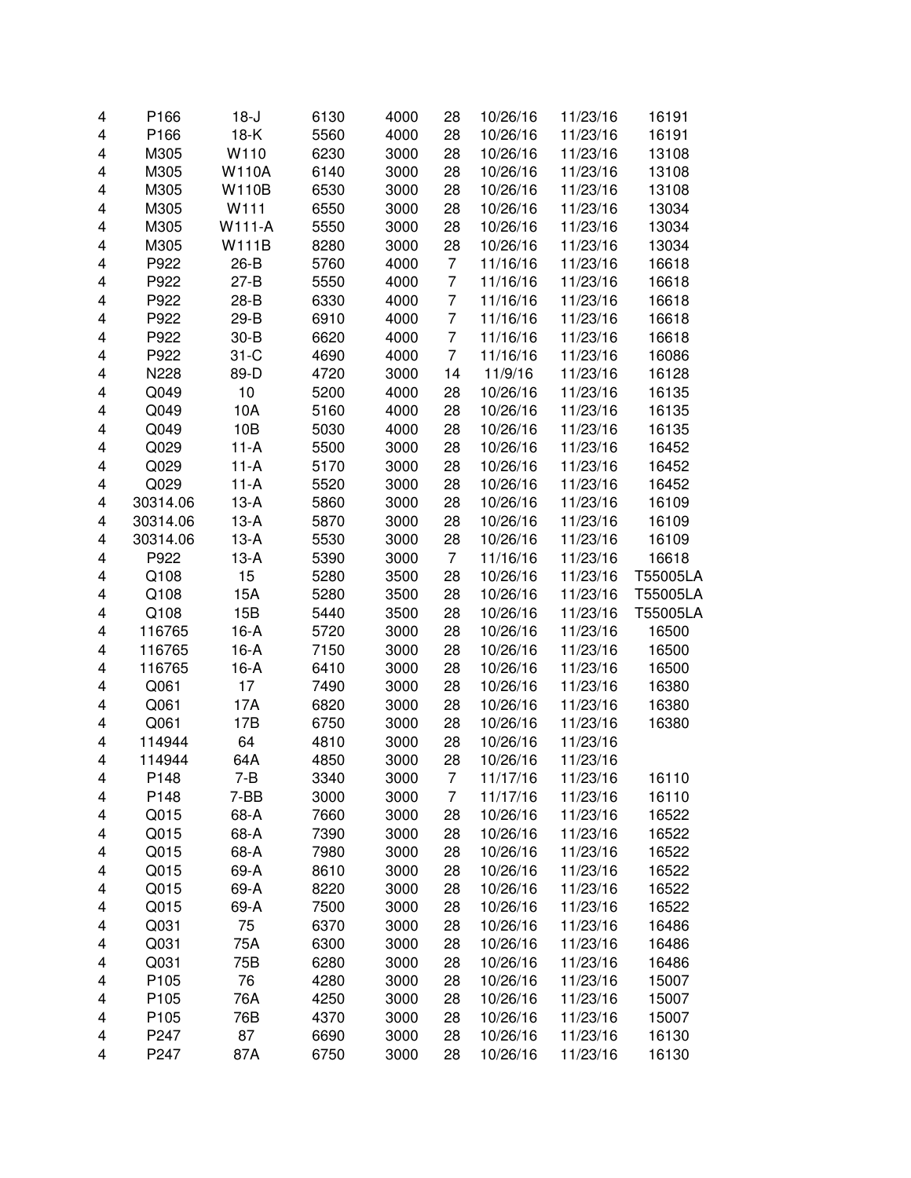| | | | | | | | | |
|---|---|---|---|---|---|---|---|---|
| 4 | P166 | 18-J | 6130 | 4000 | 28 | 10/26/16 | 11/23/16 | 16191 |
| 4 | P166 | 18-K | 5560 | 4000 | 28 | 10/26/16 | 11/23/16 | 16191 |
| 4 | M305 | W110 | 6230 | 3000 | 28 | 10/26/16 | 11/23/16 | 13108 |
| 4 | M305 | W110A | 6140 | 3000 | 28 | 10/26/16 | 11/23/16 | 13108 |
| 4 | M305 | W110B | 6530 | 3000 | 28 | 10/26/16 | 11/23/16 | 13108 |
| 4 | M305 | W111 | 6550 | 3000 | 28 | 10/26/16 | 11/23/16 | 13034 |
| 4 | M305 | W111-A | 5550 | 3000 | 28 | 10/26/16 | 11/23/16 | 13034 |
| 4 | M305 | W111B | 8280 | 3000 | 28 | 10/26/16 | 11/23/16 | 13034 |
| 4 | P922 | 26-B | 5760 | 4000 | 7 | 11/16/16 | 11/23/16 | 16618 |
| 4 | P922 | 27-B | 5550 | 4000 | 7 | 11/16/16 | 11/23/16 | 16618 |
| 4 | P922 | 28-B | 6330 | 4000 | 7 | 11/16/16 | 11/23/16 | 16618 |
| 4 | P922 | 29-B | 6910 | 4000 | 7 | 11/16/16 | 11/23/16 | 16618 |
| 4 | P922 | 30-B | 6620 | 4000 | 7 | 11/16/16 | 11/23/16 | 16618 |
| 4 | P922 | 31-C | 4690 | 4000 | 7 | 11/16/16 | 11/23/16 | 16086 |
| 4 | N228 | 89-D | 4720 | 3000 | 14 | 11/9/16 | 11/23/16 | 16128 |
| 4 | Q049 | 10 | 5200 | 4000 | 28 | 10/26/16 | 11/23/16 | 16135 |
| 4 | Q049 | 10A | 5160 | 4000 | 28 | 10/26/16 | 11/23/16 | 16135 |
| 4 | Q049 | 10B | 5030 | 4000 | 28 | 10/26/16 | 11/23/16 | 16135 |
| 4 | Q029 | 11-A | 5500 | 3000 | 28 | 10/26/16 | 11/23/16 | 16452 |
| 4 | Q029 | 11-A | 5170 | 3000 | 28 | 10/26/16 | 11/23/16 | 16452 |
| 4 | Q029 | 11-A | 5520 | 3000 | 28 | 10/26/16 | 11/23/16 | 16452 |
| 4 | 30314.06 | 13-A | 5860 | 3000 | 28 | 10/26/16 | 11/23/16 | 16109 |
| 4 | 30314.06 | 13-A | 5870 | 3000 | 28 | 10/26/16 | 11/23/16 | 16109 |
| 4 | 30314.06 | 13-A | 5530 | 3000 | 28 | 10/26/16 | 11/23/16 | 16109 |
| 4 | P922 | 13-A | 5390 | 3000 | 7 | 11/16/16 | 11/23/16 | 16618 |
| 4 | Q108 | 15 | 5280 | 3500 | 28 | 10/26/16 | 11/23/16 | T55005LA |
| 4 | Q108 | 15A | 5280 | 3500 | 28 | 10/26/16 | 11/23/16 | T55005LA |
| 4 | Q108 | 15B | 5440 | 3500 | 28 | 10/26/16 | 11/23/16 | T55005LA |
| 4 | 116765 | 16-A | 5720 | 3000 | 28 | 10/26/16 | 11/23/16 | 16500 |
| 4 | 116765 | 16-A | 7150 | 3000 | 28 | 10/26/16 | 11/23/16 | 16500 |
| 4 | 116765 | 16-A | 6410 | 3000 | 28 | 10/26/16 | 11/23/16 | 16500 |
| 4 | Q061 | 17 | 7490 | 3000 | 28 | 10/26/16 | 11/23/16 | 16380 |
| 4 | Q061 | 17A | 6820 | 3000 | 28 | 10/26/16 | 11/23/16 | 16380 |
| 4 | Q061 | 17B | 6750 | 3000 | 28 | 10/26/16 | 11/23/16 | 16380 |
| 4 | 114944 | 64 | 4810 | 3000 | 28 | 10/26/16 | 11/23/16 | |
| 4 | 114944 | 64A | 4850 | 3000 | 28 | 10/26/16 | 11/23/16 | |
| 4 | P148 | 7-B | 3340 | 3000 | 7 | 11/17/16 | 11/23/16 | 16110 |
| 4 | P148 | 7-BB | 3000 | 3000 | 7 | 11/17/16 | 11/23/16 | 16110 |
| 4 | Q015 | 68-A | 7660 | 3000 | 28 | 10/26/16 | 11/23/16 | 16522 |
| 4 | Q015 | 68-A | 7390 | 3000 | 28 | 10/26/16 | 11/23/16 | 16522 |
| 4 | Q015 | 68-A | 7980 | 3000 | 28 | 10/26/16 | 11/23/16 | 16522 |
| 4 | Q015 | 69-A | 8610 | 3000 | 28 | 10/26/16 | 11/23/16 | 16522 |
| 4 | Q015 | 69-A | 8220 | 3000 | 28 | 10/26/16 | 11/23/16 | 16522 |
| 4 | Q015 | 69-A | 7500 | 3000 | 28 | 10/26/16 | 11/23/16 | 16522 |
| 4 | Q031 | 75 | 6370 | 3000 | 28 | 10/26/16 | 11/23/16 | 16486 |
| 4 | Q031 | 75A | 6300 | 3000 | 28 | 10/26/16 | 11/23/16 | 16486 |
| 4 | Q031 | 75B | 6280 | 3000 | 28 | 10/26/16 | 11/23/16 | 16486 |
| 4 | P105 | 76 | 4280 | 3000 | 28 | 10/26/16 | 11/23/16 | 15007 |
| 4 | P105 | 76A | 4250 | 3000 | 28 | 10/26/16 | 11/23/16 | 15007 |
| 4 | P105 | 76B | 4370 | 3000 | 28 | 10/26/16 | 11/23/16 | 15007 |
| 4 | P247 | 87 | 6690 | 3000 | 28 | 10/26/16 | 11/23/16 | 16130 |
| 4 | P247 | 87A | 6750 | 3000 | 28 | 10/26/16 | 11/23/16 | 16130 |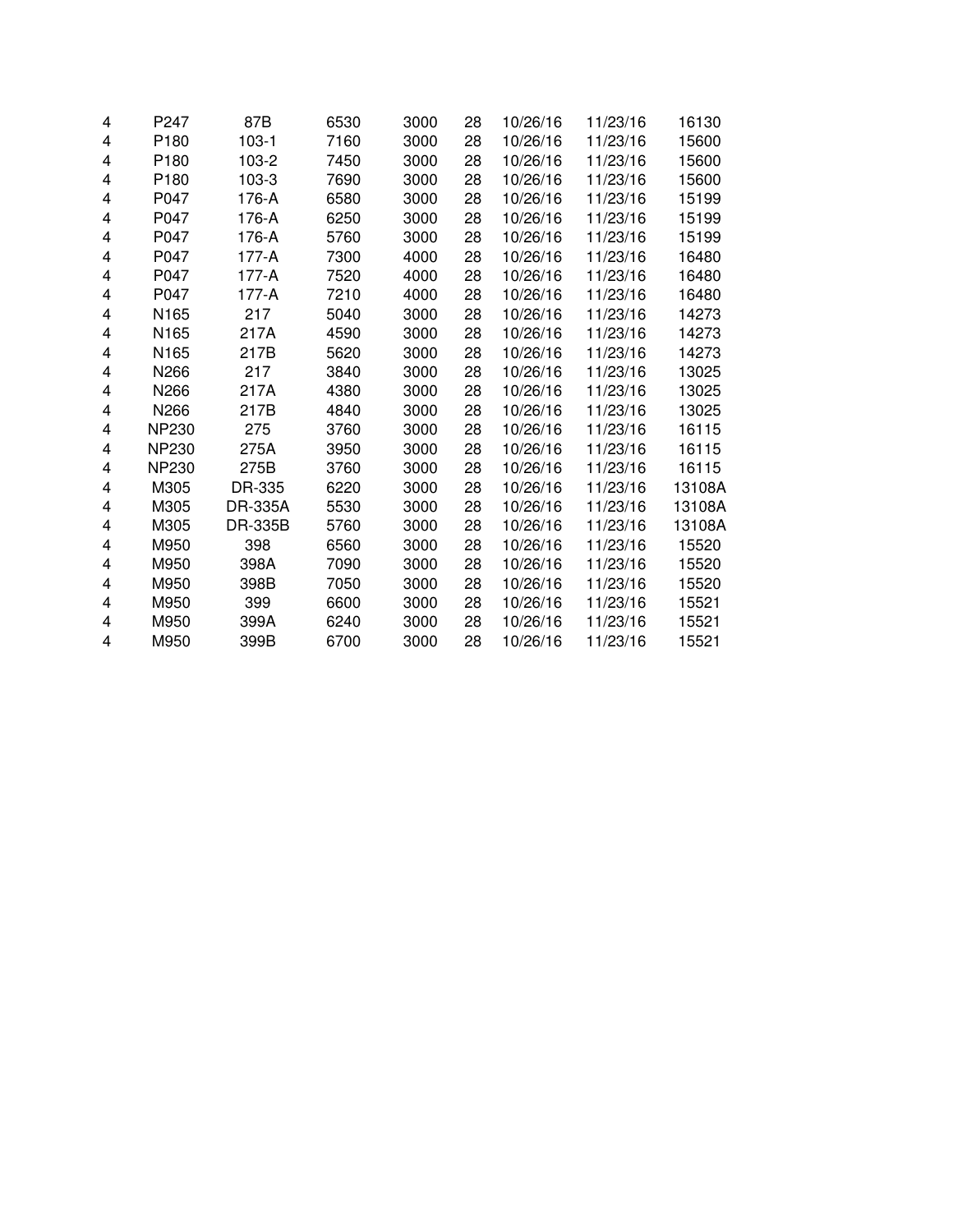| | | | | | | | | |
|---|---|---|---|---|---|---|---|---|
| 4 | P247 | 87B | 6530 | 3000 | 28 | 10/26/16 | 11/23/16 | 16130 |
| 4 | P180 | 103-1 | 7160 | 3000 | 28 | 10/26/16 | 11/23/16 | 15600 |
| 4 | P180 | 103-2 | 7450 | 3000 | 28 | 10/26/16 | 11/23/16 | 15600 |
| 4 | P180 | 103-3 | 7690 | 3000 | 28 | 10/26/16 | 11/23/16 | 15600 |
| 4 | P047 | 176-A | 6580 | 3000 | 28 | 10/26/16 | 11/23/16 | 15199 |
| 4 | P047 | 176-A | 6250 | 3000 | 28 | 10/26/16 | 11/23/16 | 15199 |
| 4 | P047 | 176-A | 5760 | 3000 | 28 | 10/26/16 | 11/23/16 | 15199 |
| 4 | P047 | 177-A | 7300 | 4000 | 28 | 10/26/16 | 11/23/16 | 16480 |
| 4 | P047 | 177-A | 7520 | 4000 | 28 | 10/26/16 | 11/23/16 | 16480 |
| 4 | P047 | 177-A | 7210 | 4000 | 28 | 10/26/16 | 11/23/16 | 16480 |
| 4 | N165 | 217 | 5040 | 3000 | 28 | 10/26/16 | 11/23/16 | 14273 |
| 4 | N165 | 217A | 4590 | 3000 | 28 | 10/26/16 | 11/23/16 | 14273 |
| 4 | N165 | 217B | 5620 | 3000 | 28 | 10/26/16 | 11/23/16 | 14273 |
| 4 | N266 | 217 | 3840 | 3000 | 28 | 10/26/16 | 11/23/16 | 13025 |
| 4 | N266 | 217A | 4380 | 3000 | 28 | 10/26/16 | 11/23/16 | 13025 |
| 4 | N266 | 217B | 4840 | 3000 | 28 | 10/26/16 | 11/23/16 | 13025 |
| 4 | NP230 | 275 | 3760 | 3000 | 28 | 10/26/16 | 11/23/16 | 16115 |
| 4 | NP230 | 275A | 3950 | 3000 | 28 | 10/26/16 | 11/23/16 | 16115 |
| 4 | NP230 | 275B | 3760 | 3000 | 28 | 10/26/16 | 11/23/16 | 16115 |
| 4 | M305 | DR-335 | 6220 | 3000 | 28 | 10/26/16 | 11/23/16 | 13108A |
| 4 | M305 | DR-335A | 5530 | 3000 | 28 | 10/26/16 | 11/23/16 | 13108A |
| 4 | M305 | DR-335B | 5760 | 3000 | 28 | 10/26/16 | 11/23/16 | 13108A |
| 4 | M950 | 398 | 6560 | 3000 | 28 | 10/26/16 | 11/23/16 | 15520 |
| 4 | M950 | 398A | 7090 | 3000 | 28 | 10/26/16 | 11/23/16 | 15520 |
| 4 | M950 | 398B | 7050 | 3000 | 28 | 10/26/16 | 11/23/16 | 15520 |
| 4 | M950 | 399 | 6600 | 3000 | 28 | 10/26/16 | 11/23/16 | 15521 |
| 4 | M950 | 399A | 6240 | 3000 | 28 | 10/26/16 | 11/23/16 | 15521 |
| 4 | M950 | 399B | 6700 | 3000 | 28 | 10/26/16 | 11/23/16 | 15521 |